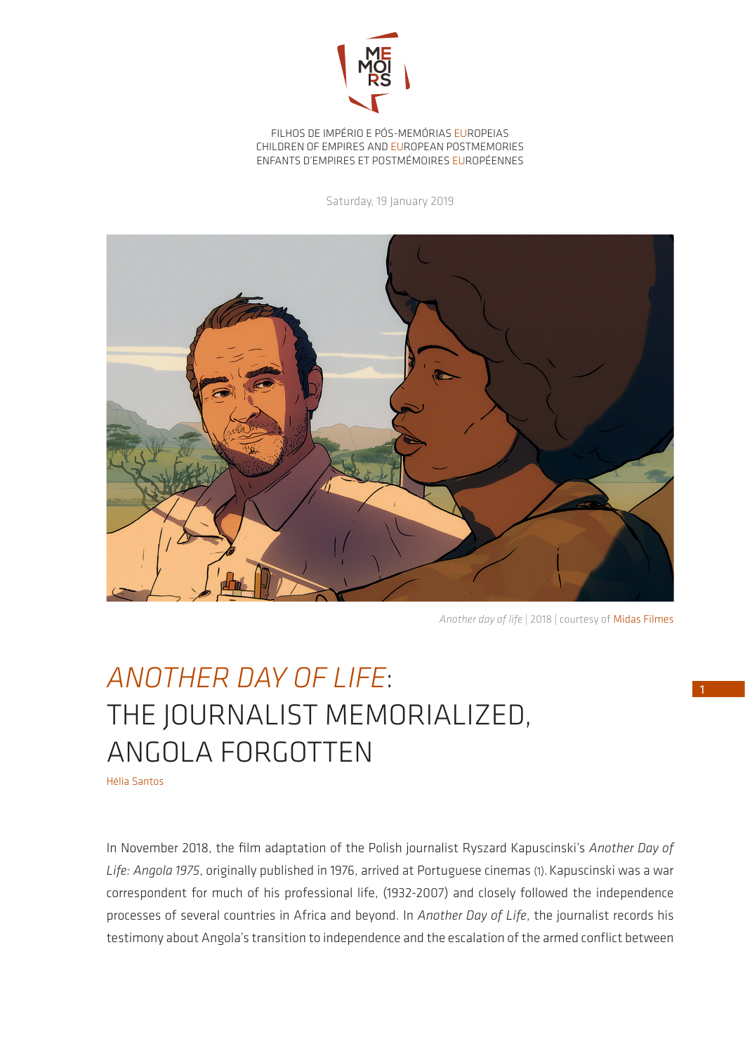FILHOS DE IMPÉRIO E PÓS-MEMÓRIAS EUROPEIAS
CHILDREN OF EMPIRES AND EUROPEAN POSTMEMORIES
ENFANTS D'EMPIRES ET POSTMÉMOIRES EUROPÉENNES

Saturday, 19 January 2019

*Another day of life* | 2018 | courtesy of Midas Filmes

# *ANOTHER DAY OF LIFE*: THE JOURNALIST MEMORIALIZED, ANGOLA FORGOTTEN

Hélia Santos

In November 2018, the film adaptation of the Polish journalist Ryszard Kapuscinski's *Another Day of Life: Angola 1975*, originally published in 1976, arrived at Portuguese cinemas (1). Kapuscinski was a war correspondent for much of his professional life, (1932-2007) and closely followed the independence processes of several countries in Africa and beyond. In *Another Day of Life*, the journalist records his testimony about Angola's transition to independence and the escalation of the armed conflict between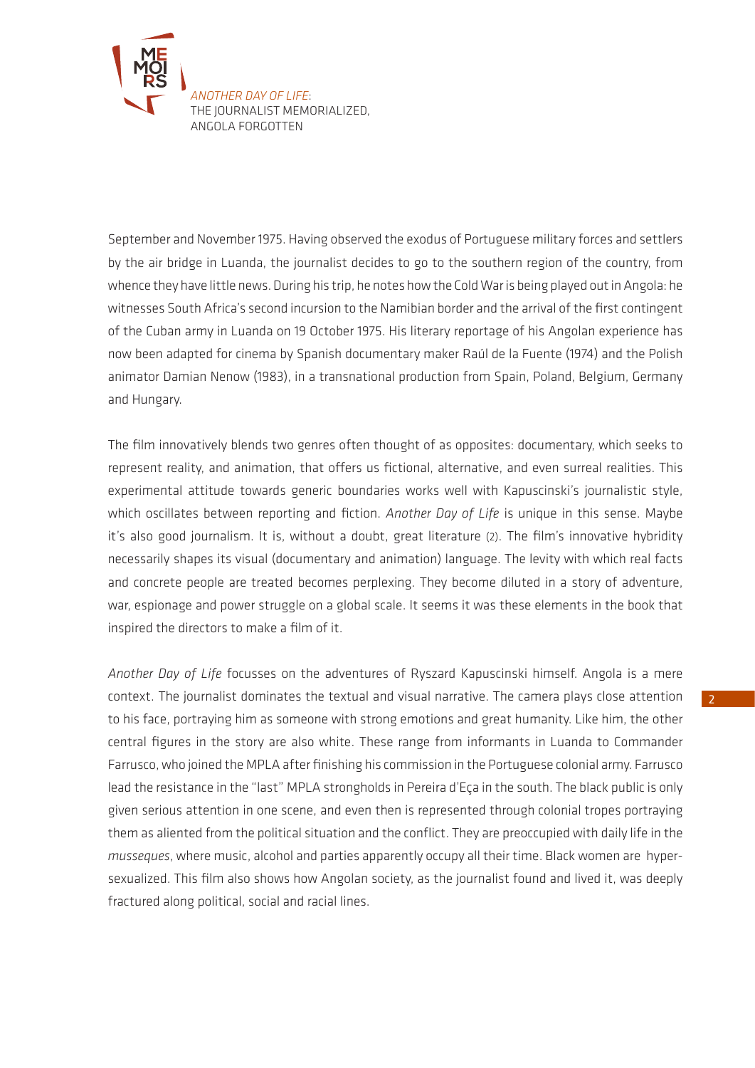September and November 1975. Having observed the exodus of Portuguese military forces and settlers by the air bridge in Luanda, the journalist decides to go to the southern region of the country, from whence they have little news. During his trip, he notes how the Cold War is being played out in Angola: he witnesses South Africa's second incursion to the Namibian border and the arrival of the first contingent of the Cuban army in Luanda on 19 October 1975. His literary reportage of his Angolan experience has now been adapted for cinema by Spanish documentary maker Raúl de la Fuente (1974) and the Polish animator Damian Nenow (1983), in a transnational production from Spain, Poland, Belgium, Germany and Hungary.

The film innovatively blends two genres often thought of as opposites: documentary, which seeks to represent reality, and animation, that offers us fictional, alternative, and even surreal realities. This experimental attitude towards generic boundaries works well with Kapuscinski's journalistic style, which oscillates between reporting and fiction. *Another Day of Life* is unique in this sense. Maybe it's also good journalism. It is, without a doubt, great literature (2). The film's innovative hybridity necessarily shapes its visual (documentary and animation) language. The levity with which real facts and concrete people are treated becomes perplexing. They become diluted in a story of adventure, war, espionage and power struggle on a global scale. It seems it was these elements in the book that inspired the directors to make a film of it.

*Another Day of Life* focusses on the adventures of Ryszard Kapuscinski himself. Angola is a mere context. The journalist dominates the textual and visual narrative. The camera plays close attention to his face, portraying him as someone with strong emotions and great humanity. Like him, the other central figures in the story are also white. These range from informants in Luanda to Commander Farrusco, who joined the MPLA after finishing his commission in the Portuguese colonial army. Farrusco lead the resistance in the "last" MPLA strongholds in Pereira d'Eça in the south. The black public is only given serious attention in one scene, and even then is represented through colonial tropes portraying them as aliented from the political situation and the conflict. They are preoccupied with daily life in the *musseques*, where music, alcohol and parties apparently occupy all their time. Black women are hyper-sexualized. This film also shows how Angolan society, as the journalist found and lived it, was deeply fractured along political, social and racial lines.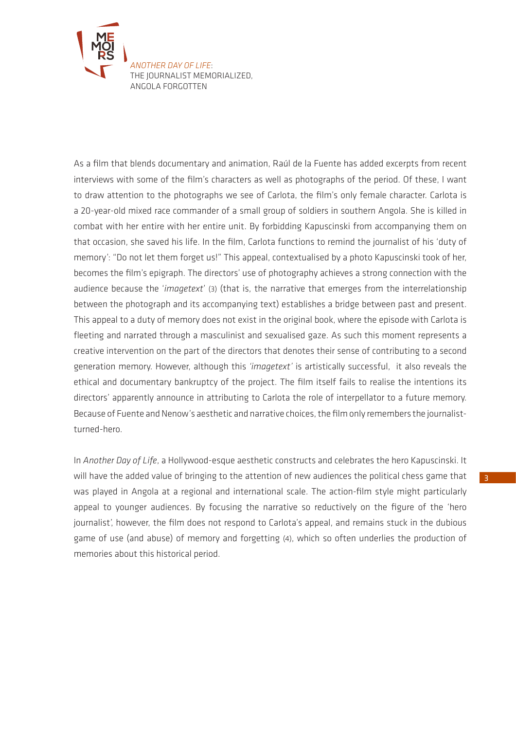As a film that blends documentary and animation, Raúl de la Fuente has added excerpts from recent interviews with some of the film's characters as well as photographs of the period. Of these, I want to draw attention to the photographs we see of Carlota, the film's only female character. Carlota is a 20-year-old mixed race commander of a small group of soldiers in southern Angola. She is killed in combat with her entire with her entire unit. By forbidding Kapuscinski from accompanying them on that occasion, she saved his life. In the film, Carlota functions to remind the journalist of his 'duty of memory': "Do not let them forget us!" This appeal, contextualised by a photo Kapuscinski took of her, becomes the film's epigraph. The directors' use of photography achieves a strong connection with the audience because the '*imagetext*' (3) (that is, the narrative that emerges from the interrelationship between the photograph and its accompanying text) establishes a bridge between past and present. This appeal to a duty of memory does not exist in the original book, where the episode with Carlota is fleeting and narrated through a masculinist and sexualised gaze. As such this moment represents a creative intervention on the part of the directors that denotes their sense of contributing to a second generation memory. However, although this *'imagetext'* is artistically successful, it also reveals the ethical and documentary bankruptcy of the project. The film itself fails to realise the intentions its directors' apparently announce in attributing to Carlota the role of interpellator to a future memory. Because of Fuente and Nenow's aesthetic and narrative choices, the film only remembers the journalist-turned-hero.

In *Another Day of Life*, a Hollywood-esque aesthetic constructs and celebrates the hero Kapuscinski. It will have the added value of bringing to the attention of new audiences the political chess game that was played in Angola at a regional and international scale. The action-film style might particularly appeal to younger audiences. By focusing the narrative so reductively on the figure of the 'hero journalist', however, the film does not respond to Carlota's appeal, and remains stuck in the dubious game of use (and abuse) of memory and forgetting (4), which so often underlies the production of memories about this historical period.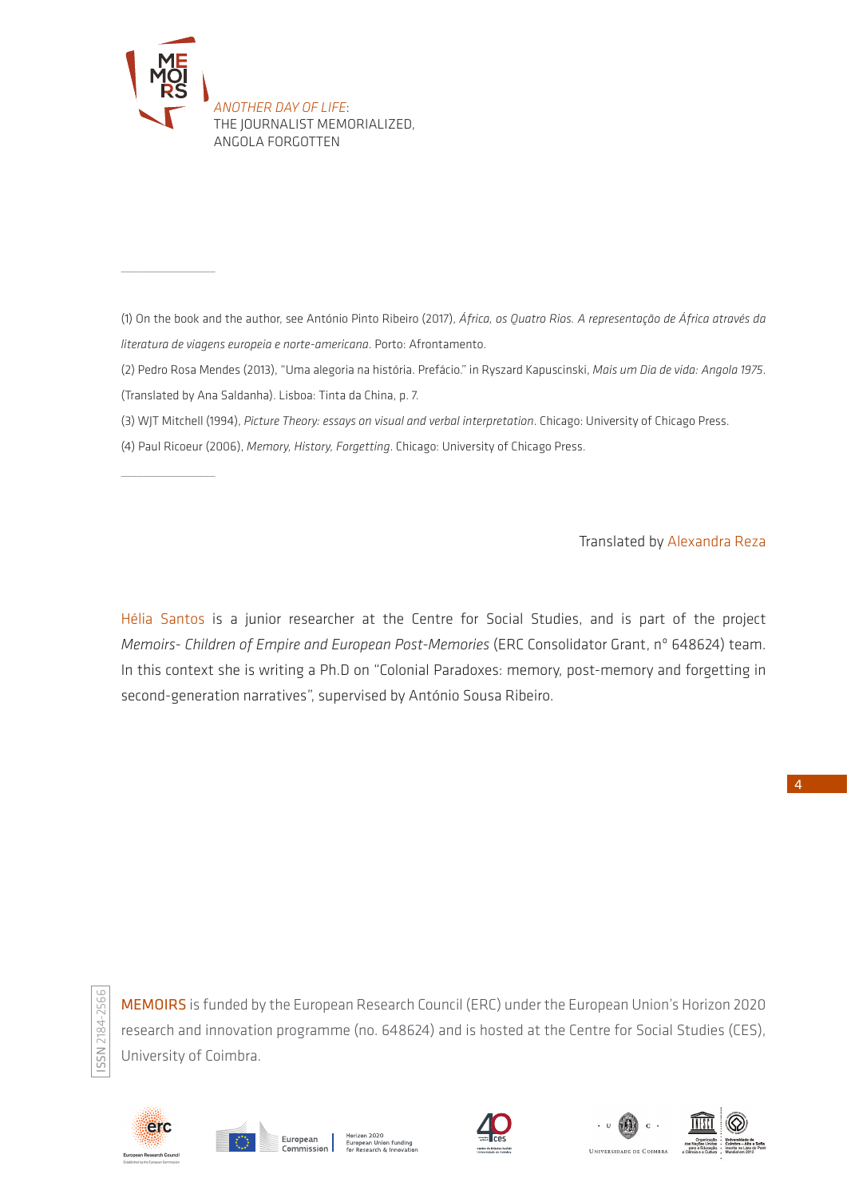(1) On the book and the author, see António Pinto Ribeiro (2017), *África, os Quatro Rios. A representação de África através da literatura de viagens europeia e norte-americana*. Porto: Afrontamento.

(2) Pedro Rosa Mendes (2013), "Uma alegoria na história. Prefácio." in Ryszard Kapuscinski, *Mais um Dia de vida: Angola 1975*. (Translated by Ana Saldanha). Lisboa: Tinta da China, p. 7.

(3) WJT Mitchell (1994), *Picture Theory: essays on visual and verbal interpretation*. Chicago: University of Chicago Press.

(4) Paul Ricoeur (2006), *Memory, History, Forgetting*. Chicago: University of Chicago Press.

Translated by Alexandra Reza

Hélia Santos is a junior researcher at the Centre for Social Studies, and is part of the project *Memoirs- Children of Empire and European Post-Memories* (ERC Consolidator Grant, nº 648624) team. In this context she is writing a Ph.D on "Colonial Paradoxes: memory, post-memory and forgetting in second-generation narratives", supervised by António Sousa Ribeiro.

MEMOIRS is funded by the European Research Council (ERC) under the European Union's Horizon 2020 research and innovation programme (no. 648624) and is hosted at the Centre for Social Studies (CES), University of Coimbra.